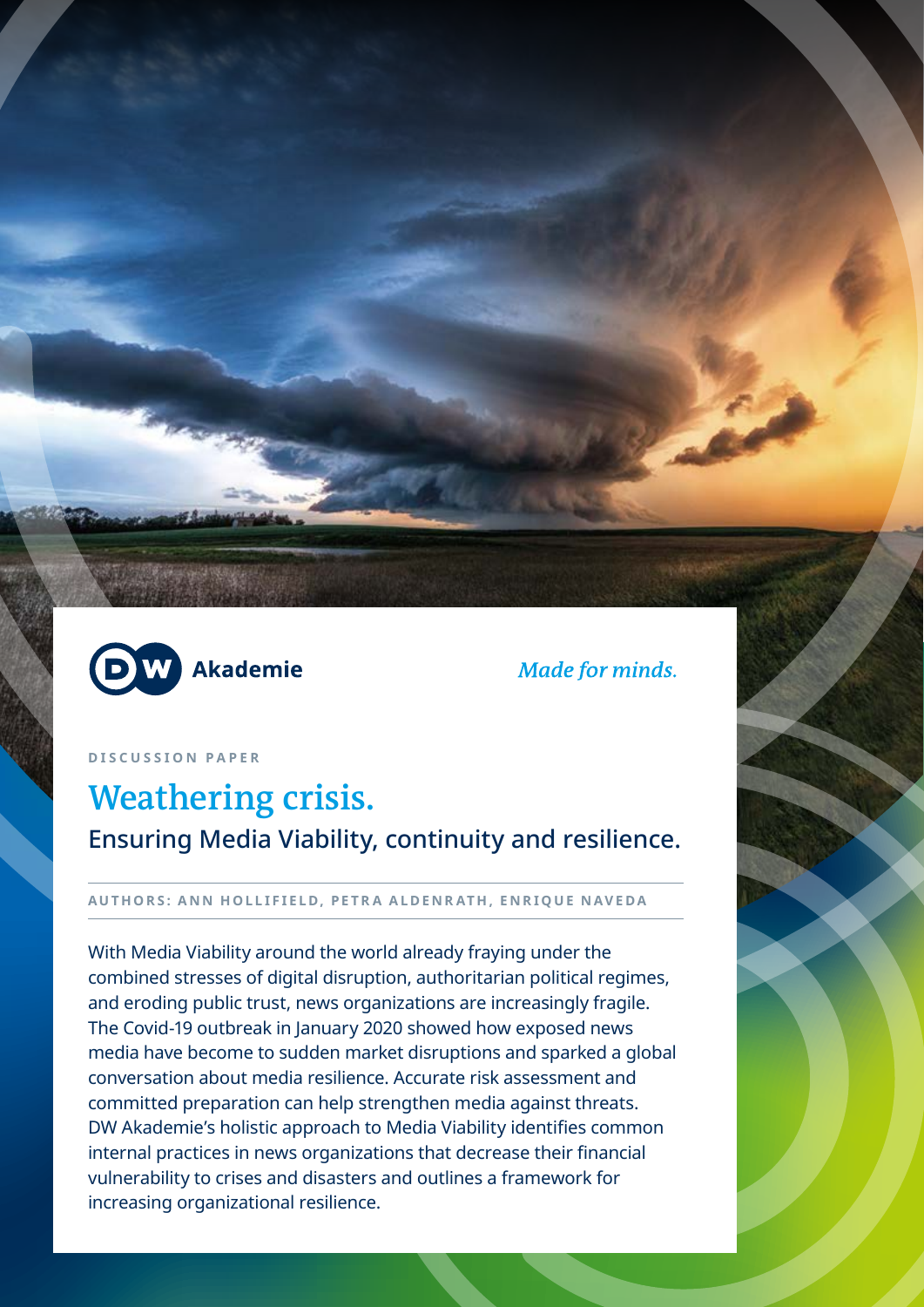DW Akademie

*Made for minds.*

DISCUSSION PAPER

# Weathering crisis.

## Ensuring Media Viability, continuity and resilience.

AUTHORS: ANN HOLLIFIELD, PETRA ALDENRATH, ENRIQUE NAVEDA

With Media Viability around the world already fraying under the combined stresses of digital disruption, authoritarian political regimes, and eroding public trust, news organizations are increasingly fragile. The Covid-19 outbreak in January 2020 showed how exposed news media have become to sudden market disruptions and sparked a global conversation about media resilience. Accurate risk assessment and committed preparation can help strengthen media against threats. DW Akademie's holistic approach to Media Viability identifies common internal practices in news organizations that decrease their financial vulnerability to crises and disasters and outlines a framework for increasing organizational resilience.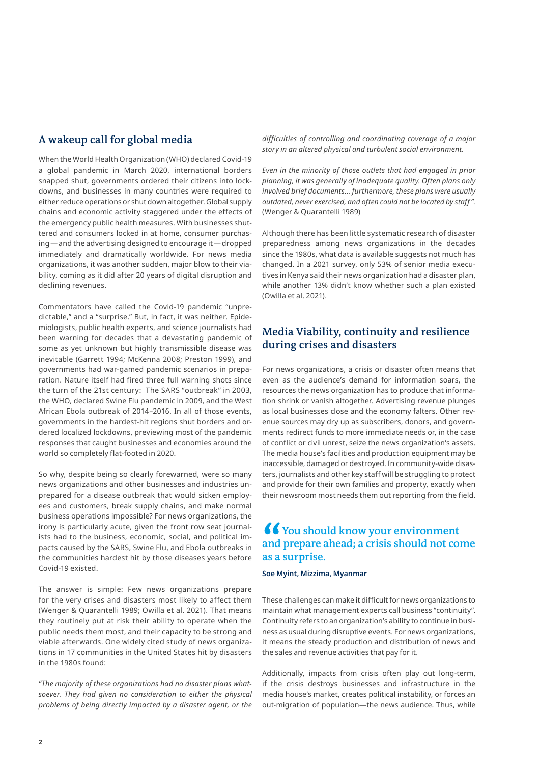## A wakeup call for global media

When the World Health Organization (WHO) declared Covid-19 a global pandemic in March 2020, international borders snapped shut, governments ordered their citizens into lockdowns, and businesses in many countries were required to either reduce operations or shut down altogether. Global supply chains and economic activity staggered under the effects of the emergency public health measures. With businesses shuttered and consumers locked in at home, consumer purchasing — and the advertising designed to encourage it — dropped immediately and dramatically worldwide. For news media organizations, it was another sudden, major blow to their viability, coming as it did after 20 years of digital disruption and declining revenues.

Commentators have called the Covid-19 pandemic "unpredictable," and a "surprise." But, in fact, it was neither. Epidemiologists, public health experts, and science journalists had been warning for decades that a devastating pandemic of some as yet unknown but highly transmissible disease was inevitable (Garrett 1994; McKenna 2008; Preston 1999), and governments had war-gamed pandemic scenarios in preparation. Nature itself had fired three full warning shots since the turn of the 21st century: The SARS "outbreak" in 2003, the WHO, declared Swine Flu pandemic in 2009, and the West African Ebola outbreak of 2014–2016. In all of those events, governments in the hardest-hit regions shut borders and ordered localized lockdowns, previewing most of the pandemic responses that caught businesses and economies around the world so completely flat-footed in 2020.

So why, despite being so clearly forewarned, were so many news organizations and other businesses and industries unprepared for a disease outbreak that would sicken employees and customers, break supply chains, and make normal business operations impossible? For news organizations, the irony is particularly acute, given the front row seat journalists had to the business, economic, social, and political impacts caused by the SARS, Swine Flu, and Ebola outbreaks in the communities hardest hit by those diseases years before Covid-19 existed.

The answer is simple: Few news organizations prepare for the very crises and disasters most likely to affect them (Wenger & Quarantelli 1989; Owilla et al. 2021). That means they routinely put at risk their ability to operate when the public needs them most, and their capacity to be strong and viable afterwards. One widely cited study of news organizations in 17 communities in the United States hit by disasters in the 1980s found:

*"The majority of these organizations had no disaster plans whatsoever. They had given no consideration to either the physical problems of being directly impacted by a disaster agent, or the difficulties of controlling and coordinating coverage of a major story in an altered physical and turbulent social environment.*

*Even in the minority of those outlets that had engaged in prior planning, it was generally of inadequate quality. Often plans only involved brief documents… furthermore, these plans were usually outdated, never exercised, and often could not be located by staff".* (Wenger & Quarantelli 1989)

Although there has been little systematic research of disaster preparedness among news organizations in the decades since the 1980s, what data is available suggests not much has changed. In a 2021 survey, only 53% of senior media executives in Kenya said their news organization had a disaster plan, while another 13% didn't know whether such a plan existed (Owilla et al. 2021).

## Media Viability, continuity and resilience during crises and disasters

For news organizations, a crisis or disaster often means that even as the audience's demand for information soars, the resources the news organization has to produce that information shrink or vanish altogether. Advertising revenue plunges as local businesses close and the economy falters. Other revenue sources may dry up as subscribers, donors, and governments redirect funds to more immediate needs or, in the case of conflict or civil unrest, seize the news organization's assets. The media house's facilities and production equipment may be inaccessible, damaged or destroyed. In community-wide disasters, journalists and other key staff will be struggling to protect and provide for their own families and property, exactly when their newsroom most needs them out reporting from the field.

> "You should know your environment and prepare ahead; a crisis should not come as a surprise.
>
> **Soe Myint, Mizzima, Myanmar**

These challenges can make it difficult for news organizations to maintain what management experts call business "continuity". Continuity refers to an organization's ability to continue in business as usual during disruptive events. For news organizations, it means the steady production and distribution of news and the sales and revenue activities that pay for it.

Additionally, impacts from crisis often play out long-term, if the crisis destroys businesses and infrastructure in the media house's market, creates political instability, or forces an out-migration of population—the news audience. Thus, while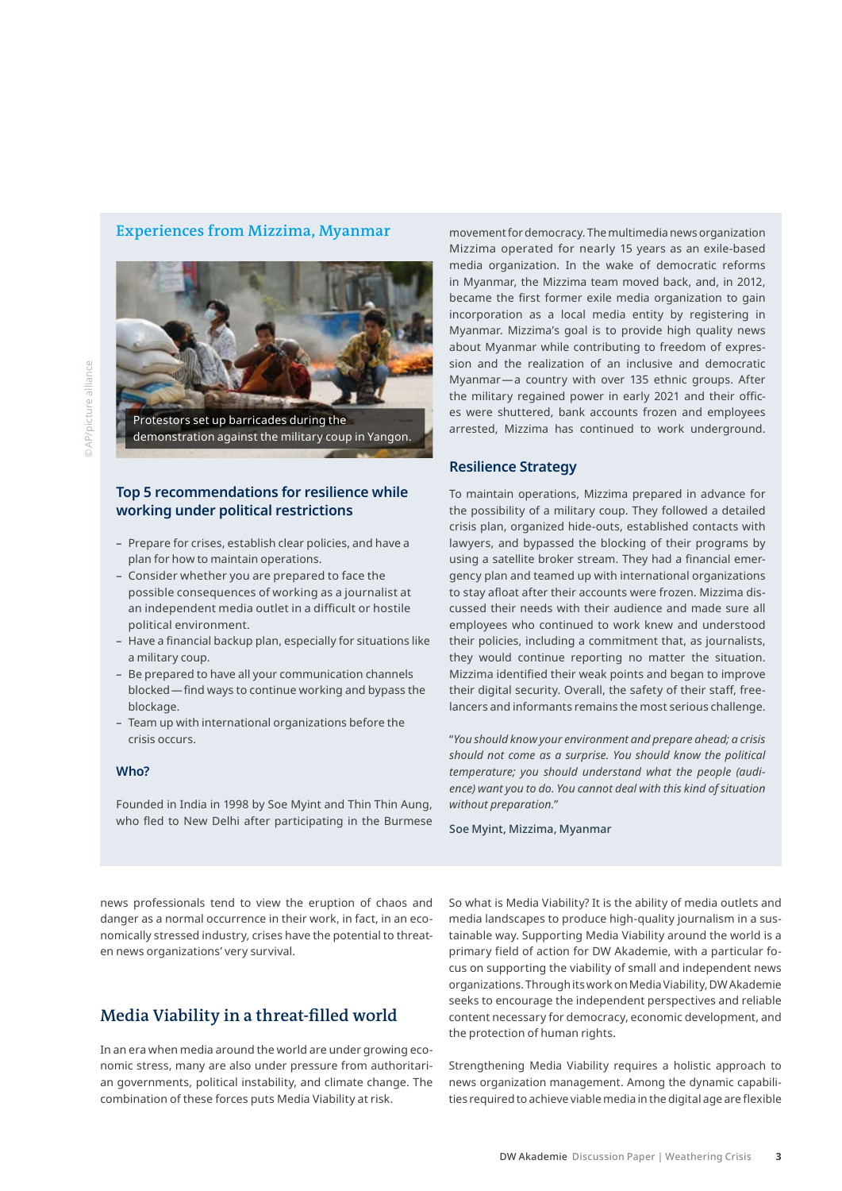## Experiences from Mizzima, Myanmar

Protestors set up barricades during the demonstration against the military coup in Yangon.

### Top 5 recommendations for resilience while working under political restrictions

- Prepare for crises, establish clear policies, and have a plan for how to maintain operations.
- Consider whether you are prepared to face the possible consequences of working as a journalist at an independent media outlet in a difficult or hostile political environment.
- Have a financial backup plan, especially for situations like a military coup.
- Be prepared to have all your communication channels blocked — find ways to continue working and bypass the blockage.
- Team up with international organizations before the crisis occurs.

### Who?

Founded in India in 1998 by Soe Myint and Thin Thin Aung, who fled to New Delhi after participating in the Burmese movement for democracy. The multimedia news organization Mizzima operated for nearly 15 years as an exile-based media organization. In the wake of democratic reforms in Myanmar, the Mizzima team moved back, and, in 2012, became the first former exile media organization to gain incorporation as a local media entity by registering in Myanmar. Mizzima's goal is to provide high quality news about Myanmar while contributing to freedom of expression and the realization of an inclusive and democratic Myanmar — a country with over 135 ethnic groups. After the military regained power in early 2021 and their offices were shuttered, bank accounts frozen and employees arrested, Mizzima has continued to work underground.

### Resilience Strategy

To maintain operations, Mizzima prepared in advance for the possibility of a military coup. They followed a detailed crisis plan, organized hide-outs, established contacts with lawyers, and bypassed the blocking of their programs by using a satellite broker stream. They had a financial emergency plan and teamed up with international organizations to stay afloat after their accounts were frozen. Mizzima discussed their needs with their audience and made sure all employees who continued to work knew and understood their policies, including a commitment that, as journalists, they would continue reporting no matter the situation. Mizzima identified their weak points and began to improve their digital security. Overall, the safety of their staff, freelancers and informants remains the most serious challenge.

"*You should know your environment and prepare ahead; a crisis should not come as a surprise. You should know the political temperature; you should understand what the people (audience) want you to do. You cannot deal with this kind of situation without preparation.*"

Soe Myint, Mizzima, Myanmar

news professionals tend to view the eruption of chaos and danger as a normal occurrence in their work, in fact, in an economically stressed industry, crises have the potential to threaten news organizations' very survival.

## Media Viability in a threat-filled world

In an era when media around the world are under growing economic stress, many are also under pressure from authoritarian governments, political instability, and climate change. The combination of these forces puts Media Viability at risk.

So what is Media Viability? It is the ability of media outlets and media landscapes to produce high-quality journalism in a sustainable way. Supporting Media Viability around the world is a primary field of action for DW Akademie, with a particular focus on supporting the viability of small and independent news organizations. Through its work on Media Viability, DW Akademie seeks to encourage the independent perspectives and reliable content necessary for democracy, economic development, and the protection of human rights.

Strengthening Media Viability requires a holistic approach to news organization management. Among the dynamic capabilities required to achieve viable media in the digital age are flexible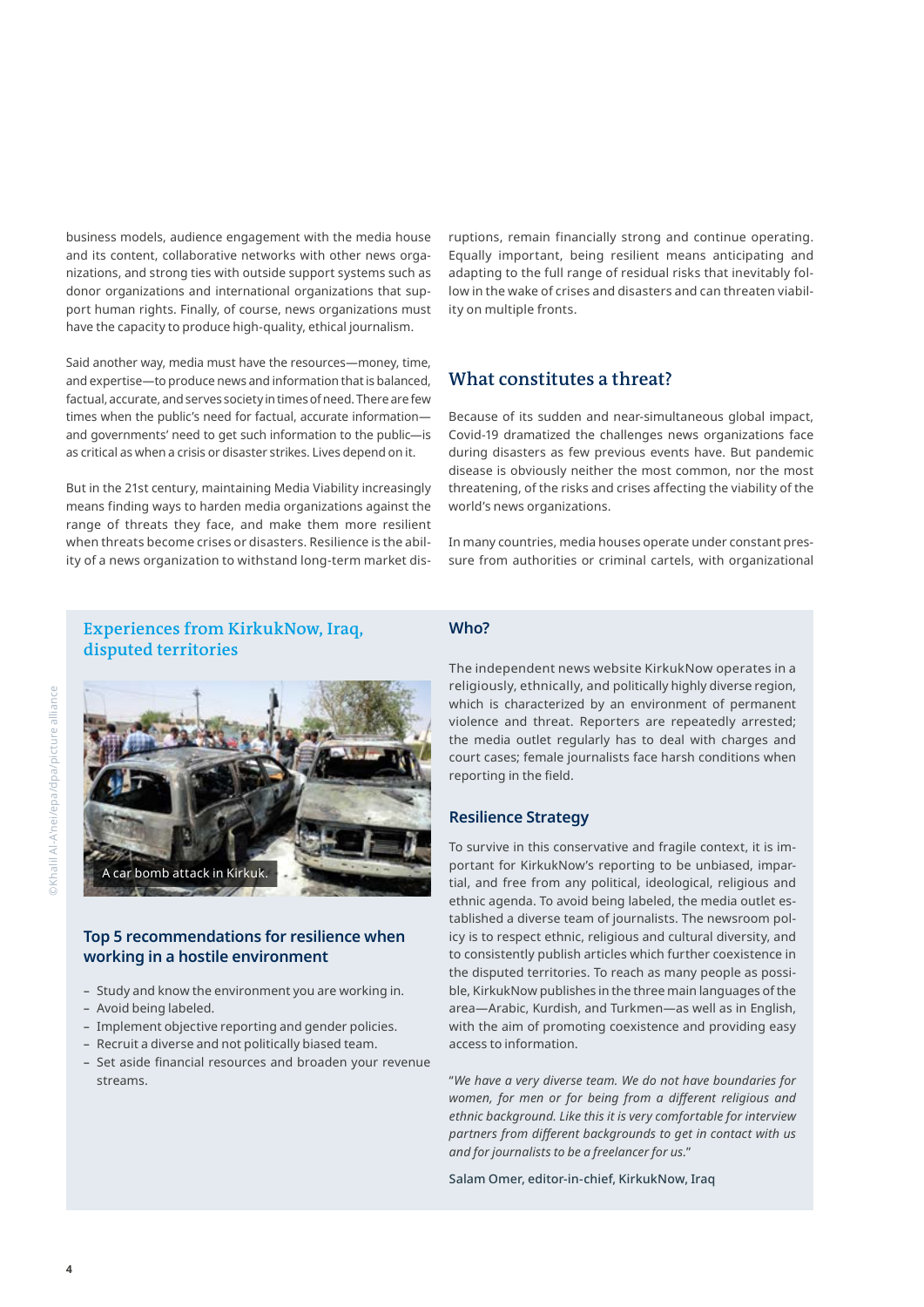business models, audience engagement with the media house and its content, collaborative networks with other news organizations, and strong ties with outside support systems such as donor organizations and international organizations that support human rights. Finally, of course, news organizations must have the capacity to produce high-quality, ethical journalism.

Said another way, media must have the resources—money, time, and expertise—to produce news and information that is balanced, factual, accurate, and serves society in times of need. There are few times when the public's need for factual, accurate information—and governments' need to get such information to the public—is as critical as when a crisis or disaster strikes. Lives depend on it.

But in the 21st century, maintaining Media Viability increasingly means finding ways to harden media organizations against the range of threats they face, and make them more resilient when threats become crises or disasters. Resilience is the ability of a news organization to withstand long-term market disruptions, remain financially strong and continue operating. Equally important, being resilient means anticipating and adapting to the full range of residual risks that inevitably follow in the wake of crises and disasters and can threaten viability on multiple fronts.

## What constitutes a threat?

Because of its sudden and near-simultaneous global impact, Covid-19 dramatized the challenges news organizations face during disasters as few previous events have. But pandemic disease is obviously neither the most common, nor the most threatening, of the risks and crises affecting the viability of the world's news organizations.

In many countries, media houses operate under constant pressure from authorities or criminal cartels, with organizational

### Experiences from KirkukNow, Iraq, disputed territories

A car bomb attack in Kirkuk.

©Khalil Al-A'nei/epa/dpa/picture alliance

#### Top 5 recommendations for resilience when working in a hostile environment

- Study and know the environment you are working in.
- Avoid being labeled.
- Implement objective reporting and gender policies.
- Recruit a diverse and not politically biased team.
- Set aside financial resources and broaden your revenue streams.

#### Who?

The independent news website KirkukNow operates in a religiously, ethnically, and politically highly diverse region, which is characterized by an environment of permanent violence and threat. Reporters are repeatedly arrested; the media outlet regularly has to deal with charges and court cases; female journalists face harsh conditions when reporting in the field.

#### Resilience Strategy

To survive in this conservative and fragile context, it is important for KirkukNow's reporting to be unbiased, impartial, and free from any political, ideological, religious and ethnic agenda. To avoid being labeled, the media outlet established a diverse team of journalists. The newsroom policy is to respect ethnic, religious and cultural diversity, and to consistently publish articles which further coexistence in the disputed territories. To reach as many people as possible, KirkukNow publishes in the three main languages of the area—Arabic, Kurdish, and Turkmen—as well as in English, with the aim of promoting coexistence and providing easy access to information.

"*We have a very diverse team. We do not have boundaries for women, for men or for being from a different religious and ethnic background. Like this it is very comfortable for interview partners from different backgrounds to get in contact with us and for journalists to be a freelancer for us.*"

Salam Omer, editor-in-chief, KirkukNow, Iraq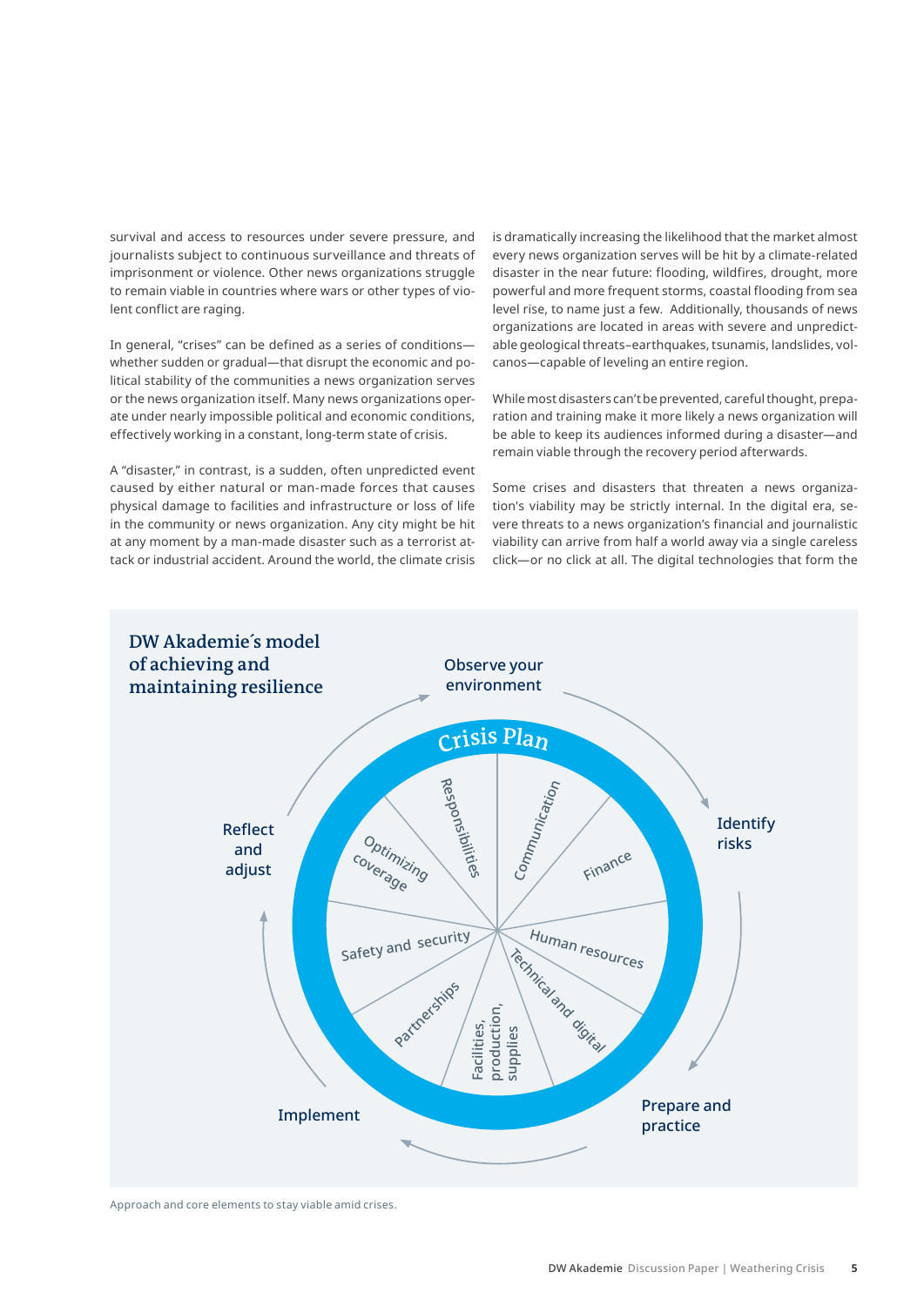survival and access to resources under severe pressure, and journalists subject to continuous surveillance and threats of imprisonment or violence. Other news organizations struggle to remain viable in countries where wars or other types of violent conflict are raging.

In general, "crises" can be defined as a series of conditions—whether sudden or gradual—that disrupt the economic and political stability of the communities a news organization serves or the news organization itself. Many news organizations operate under nearly impossible political and economic conditions, effectively working in a constant, long-term state of crisis.

A "disaster," in contrast, is a sudden, often unpredicted event caused by either natural or man-made forces that causes physical damage to facilities and infrastructure or loss of life in the community or news organization. Any city might be hit at any moment by a man-made disaster such as a terrorist attack or industrial accident. Around the world, the climate crisis is dramatically increasing the likelihood that the market almost every news organization serves will be hit by a climate-related disaster in the near future: flooding, wildfires, drought, more powerful and more frequent storms, coastal flooding from sea level rise, to name just a few. Additionally, thousands of news organizations are located in areas with severe and unpredictable geological threats–earthquakes, tsunamis, landslides, volcanos—capable of leveling an entire region.

While most disasters can't be prevented, careful thought, preparation and training make it more likely a news organization will be able to keep its audiences informed during a disaster—and remain viable through the recovery period afterwards.

Some crises and disasters that threaten a news organization's viability may be strictly internal. In the digital era, severe threats to a news organization's financial and journalistic viability can arrive from half a world away via a single careless click—or no click at all. The digital technologies that form the

**DW Akademie´s model of achieving and maintaining resilience**

Observe your environment → Identify risks → Prepare and practice → Implement → Reflect and adjust

Crisis Plan: Responsibilities, Communication, Finance, Human resources, Technical and digital, Facilities, production, supplies, Partnerships, Safety and security, Optimizing coverage

Approach and core elements to stay viable amid crises.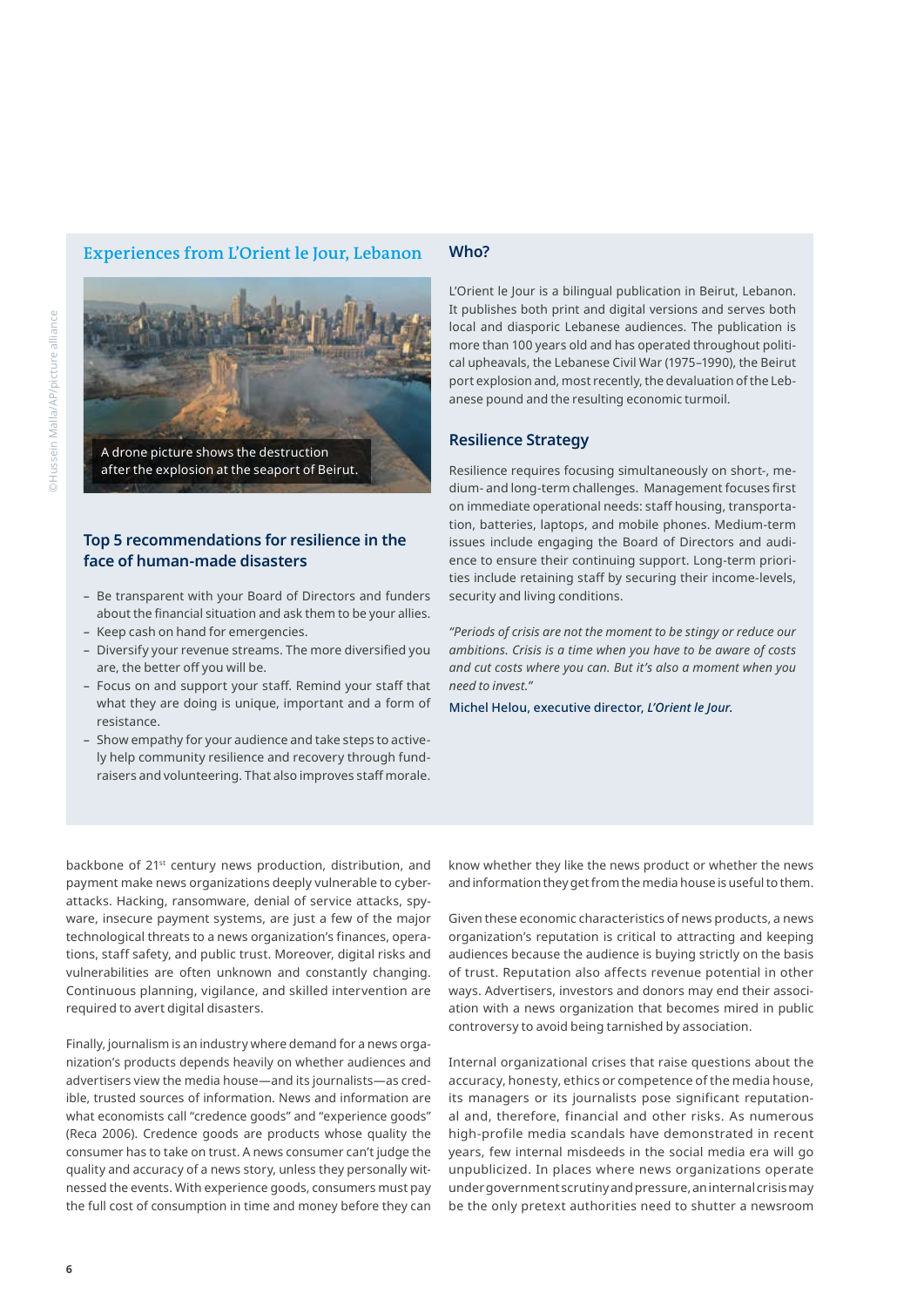## Experiences from L'Orient le Jour, Lebanon

A drone picture shows the destruction after the explosion at the seaport of Beirut.

©Hussein Malla/AP/picture alliance

### Who?

L'Orient le Jour is a bilingual publication in Beirut, Lebanon. It publishes both print and digital versions and serves both local and diasporic Lebanese audiences. The publication is more than 100 years old and has operated throughout political upheavals, the Lebanese Civil War (1975–1990), the Beirut port explosion and, most recently, the devaluation of the Lebanese pound and the resulting economic turmoil.

### Resilience Strategy

Resilience requires focusing simultaneously on short-, medium- and long-term challenges. Management focuses first on immediate operational needs: staff housing, transportation, batteries, laptops, and mobile phones. Medium-term issues include engaging the Board of Directors and audience to ensure their continuing support. Long-term priorities include retaining staff by securing their income-levels, security and living conditions.

*"Periods of crisis are not the moment to be stingy or reduce our ambitions. Crisis is a time when you have to be aware of costs and cut costs where you can. But it's also a moment when you need to invest."*

Michel Helou, executive director, *L'Orient le Jour.*

### Top 5 recommendations for resilience in the face of human-made disasters

- Be transparent with your Board of Directors and funders about the financial situation and ask them to be your allies.
- Keep cash on hand for emergencies.
- Diversify your revenue streams. The more diversified you are, the better off you will be.
- Focus on and support your staff. Remind your staff that what they are doing is unique, important and a form of resistance.
- Show empathy for your audience and take steps to actively help community resilience and recovery through fundraisers and volunteering. That also improves staff morale.

backbone of 21st century news production, distribution, and payment make news organizations deeply vulnerable to cyberattacks. Hacking, ransomware, denial of service attacks, spyware, insecure payment systems, are just a few of the major technological threats to a news organization's finances, operations, staff safety, and public trust. Moreover, digital risks and vulnerabilities are often unknown and constantly changing. Continuous planning, vigilance, and skilled intervention are required to avert digital disasters.

Finally, journalism is an industry where demand for a news organization's products depends heavily on whether audiences and advertisers view the media house—and its journalists—as credible, trusted sources of information. News and information are what economists call "credence goods" and "experience goods" (Reca 2006). Credence goods are products whose quality the consumer has to take on trust. A news consumer can't judge the quality and accuracy of a news story, unless they personally witnessed the events. With experience goods, consumers must pay the full cost of consumption in time and money before they can know whether they like the news product or whether the news and information they get from the media house is useful to them.

Given these economic characteristics of news products, a news organization's reputation is critical to attracting and keeping audiences because the audience is buying strictly on the basis of trust. Reputation also affects revenue potential in other ways. Advertisers, investors and donors may end their association with a news organization that becomes mired in public controversy to avoid being tarnished by association.

Internal organizational crises that raise questions about the accuracy, honesty, ethics or competence of the media house, its managers or its journalists pose significant reputational and, therefore, financial and other risks. As numerous high-profile media scandals have demonstrated in recent years, few internal misdeeds in the social media era will go unpublicized. In places where news organizations operate under government scrutiny and pressure, an internal crisis may be the only pretext authorities need to shutter a newsroom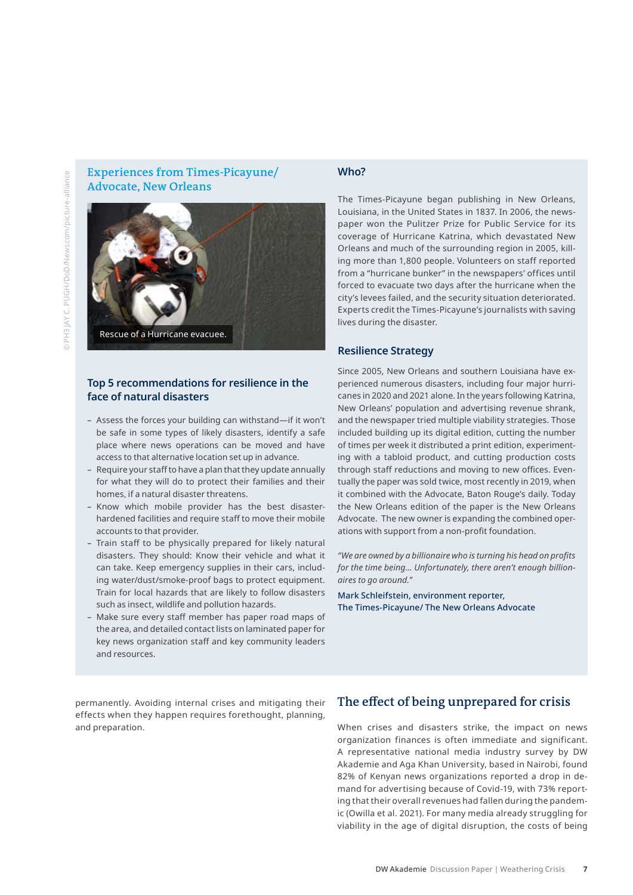## Experiences from Times-Picayune/ Advocate, New Orleans

Rescue of a Hurricane evacuee.

### Top 5 recommendations for resilience in the face of natural disasters

- Assess the forces your building can withstand—if it won't be safe in some types of likely disasters, identify a safe place where news operations can be moved and have access to that alternative location set up in advance.
- Require your staff to have a plan that they update annually for what they will do to protect their families and their homes, if a natural disaster threatens.
- Know which mobile provider has the best disaster-hardened facilities and require staff to move their mobile accounts to that provider.
- Train staff to be physically prepared for likely natural disasters. They should: Know their vehicle and what it can take. Keep emergency supplies in their cars, including water/dust/smoke-proof bags to protect equipment. Train for local hazards that are likely to follow disasters such as insect, wildlife and pollution hazards.
- Make sure every staff member has paper road maps of the area, and detailed contact lists on laminated paper for key news organization staff and key community leaders and resources.

### Who?

The Times-Picayune began publishing in New Orleans, Louisiana, in the United States in 1837. In 2006, the newspaper won the Pulitzer Prize for Public Service for its coverage of Hurricane Katrina, which devastated New Orleans and much of the surrounding region in 2005, killing more than 1,800 people. Volunteers on staff reported from a "hurricane bunker" in the newspapers' offices until forced to evacuate two days after the hurricane when the city's levees failed, and the security situation deteriorated. Experts credit the Times-Picayune's journalists with saving lives during the disaster.

### Resilience Strategy

Since 2005, New Orleans and southern Louisiana have experienced numerous disasters, including four major hurricanes in 2020 and 2021 alone. In the years following Katrina, New Orleans' population and advertising revenue shrank, and the newspaper tried multiple viability strategies. Those included building up its digital edition, cutting the number of times per week it distributed a print edition, experimenting with a tabloid product, and cutting production costs through staff reductions and moving to new offices. Eventually the paper was sold twice, most recently in 2019, when it combined with the Advocate, Baton Rouge's daily. Today the New Orleans edition of the paper is the New Orleans Advocate. The new owner is expanding the combined operations with support from a non-profit foundation.

*"We are owned by a billionaire who is turning his head on profits for the time being... Unfortunately, there aren't enough billionaires to go around."*

Mark Schleifstein, environment reporter,
The Times-Picayune/ The New Orleans Advocate

permanently. Avoiding internal crises and mitigating their effects when they happen requires forethought, planning, and preparation.

## The effect of being unprepared for crisis

When crises and disasters strike, the impact on news organization finances is often immediate and significant. A representative national media industry survey by DW Akademie and Aga Khan University, based in Nairobi, found 82% of Kenyan news organizations reported a drop in demand for advertising because of Covid-19, with 73% reporting that their overall revenues had fallen during the pandemic (Owilla et al. 2021). For many media already struggling for viability in the age of digital disruption, the costs of being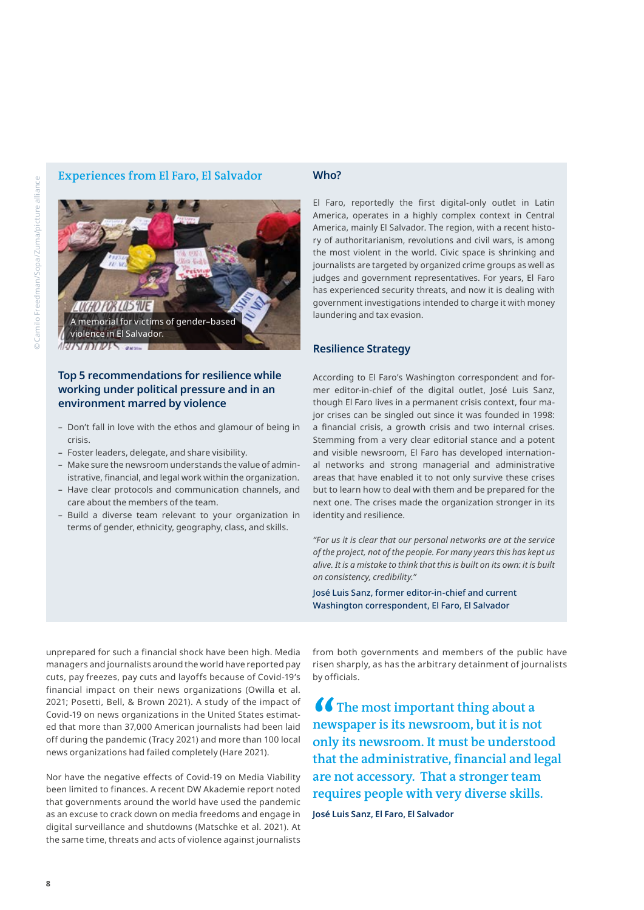## Experiences from El Faro, El Salvador

A memorial for victims of gender-based violence in El Salvador.

©Camilo Freedman/Sopa/Zuma/picture alliance

### Top 5 recommendations for resilience while working under political pressure and in an environment marred by violence

- Don't fall in love with the ethos and glamour of being in crisis.
- Foster leaders, delegate, and share visibility.
- Make sure the newsroom understands the value of administrative, financial, and legal work within the organization.
- Have clear protocols and communication channels, and care about the members of the team.
- Build a diverse team relevant to your organization in terms of gender, ethnicity, geography, class, and skills.

### Who?

El Faro, reportedly the first digital-only outlet in Latin America, operates in a highly complex context in Central America, mainly El Salvador. The region, with a recent history of authoritarianism, revolutions and civil wars, is among the most violent in the world. Civic space is shrinking and journalists are targeted by organized crime groups as well as judges and government representatives. For years, El Faro has experienced security threats, and now it is dealing with government investigations intended to charge it with money laundering and tax evasion.

### Resilience Strategy

According to El Faro's Washington correspondent and former editor-in-chief of the digital outlet, José Luis Sanz, though El Faro lives in a permanent crisis context, four major crises can be singled out since it was founded in 1998: a financial crisis, a growth crisis and two internal crises. Stemming from a very clear editorial stance and a potent and visible newsroom, El Faro has developed international networks and strong managerial and administrative areas that have enabled it to not only survive these crises but to learn how to deal with them and be prepared for the next one. The crises made the organization stronger in its identity and resilience.

*"For us it is clear that our personal networks are at the service of the project, not of the people. For many years this has kept us alive. It is a mistake to think that this is built on its own: it is built on consistency, credibility."*

José Luis Sanz, former editor-in-chief and current Washington correspondent, El Faro, El Salvador

unprepared for such a financial shock have been high. Media managers and journalists around the world have reported pay cuts, pay freezes, pay cuts and layoffs because of Covid-19's financial impact on their news organizations (Owilla et al. 2021; Posetti, Bell, & Brown 2021). A study of the impact of Covid-19 on news organizations in the United States estimated that more than 37,000 American journalists had been laid off during the pandemic (Tracy 2021) and more than 100 local news organizations had failed completely (Hare 2021).

Nor have the negative effects of Covid-19 on Media Viability been limited to finances. A recent DW Akademie report noted that governments around the world have used the pandemic as an excuse to crack down on media freedoms and engage in digital surveillance and shutdowns (Matschke et al. 2021). At the same time, threats and acts of violence against journalists from both governments and members of the public have risen sharply, as has the arbitrary detainment of journalists by officials.

> "The most important thing about a newspaper is its newsroom, but it is not only its newsroom. It must be understood that the administrative, financial and legal are not accessory. That a stronger team requires people with very diverse skills.
>
> **José Luis Sanz, El Faro, El Salvador**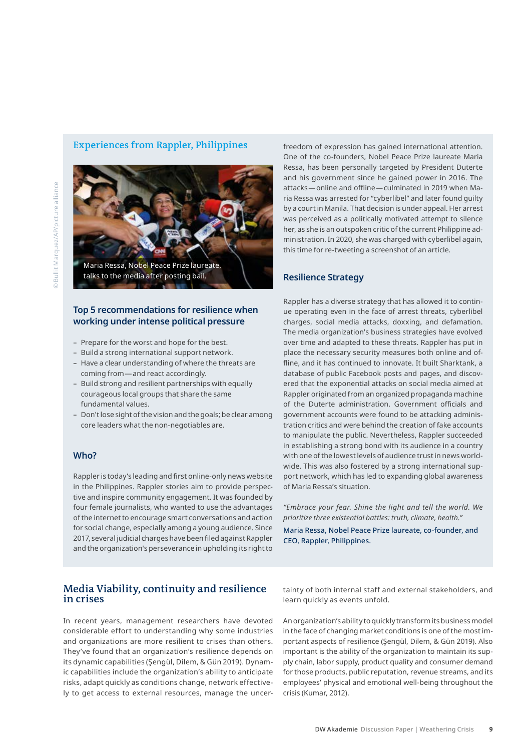## Experiences from Rappler, Philippines

Maria Ressa, Nobel Peace Prize laureate, talks to the media after posting bail.

© Bullit Marquez/AP/picture alliance

### Top 5 recommendations for resilience when working under intense political pressure

- Prepare for the worst and hope for the best.
- Build a strong international support network.
- Have a clear understanding of where the threats are coming from—and react accordingly.
- Build strong and resilient partnerships with equally courageous local groups that share the same fundamental values.
- Don't lose sight of the vision and the goals; be clear among core leaders what the non-negotiables are.

### Who?

Rappler is today's leading and first online-only news website in the Philippines. Rappler stories aim to provide perspective and inspire community engagement. It was founded by four female journalists, who wanted to use the advantages of the internet to encourage smart conversations and action for social change, especially among a young audience. Since 2017, several judicial charges have been filed against Rappler and the organization's perseverance in upholding its right to freedom of expression has gained international attention. One of the co-founders, Nobel Peace Prize laureate Maria Ressa, has been personally targeted by President Duterte and his government since he gained power in 2016. The attacks—online and offline—culminated in 2019 when Maria Ressa was arrested for "cyberlibel" and later found guilty by a court in Manila. That decision is under appeal. Her arrest was perceived as a politically motivated attempt to silence her, as she is an outspoken critic of the current Philippine administration. In 2020, she was charged with cyberlibel again, this time for re-tweeting a screenshot of an article.

### Resilience Strategy

Rappler has a diverse strategy that has allowed it to continue operating even in the face of arrest threats, cyberlibel charges, social media attacks, doxxing, and defamation. The media organization's business strategies have evolved over time and adapted to these threats. Rappler has put in place the necessary security measures both online and offline, and it has continued to innovate. It built Sharktank, a database of public Facebook posts and pages, and discovered that the exponential attacks on social media aimed at Rappler originated from an organized propaganda machine of the Duterte administration. Government officials and government accounts were found to be attacking administration critics and were behind the creation of fake accounts to manipulate the public. Nevertheless, Rappler succeeded in establishing a strong bond with its audience in a country with one of the lowest levels of audience trust in news worldwide. This was also fostered by a strong international support network, which has led to expanding global awareness of Maria Ressa's situation.

*"Embrace your fear. Shine the light and tell the world. We prioritize three existential battles: truth, climate, health."*

Maria Ressa, Nobel Peace Prize laureate, co-founder, and CEO, Rappler, Philippines.

## Media Viability, continuity and resilience in crises

In recent years, management researchers have devoted considerable effort to understanding why some industries and organizations are more resilient to crises than others. They've found that an organization's resilience depends on its dynamic capabilities (Şengül, Dilem, & Gün 2019). Dynamic capabilities include the organization's ability to anticipate risks, adapt quickly as conditions change, network effectively to get access to external resources, manage the uncertainty of both internal staff and external stakeholders, and learn quickly as events unfold.

An organization's ability to quickly transform its business model in the face of changing market conditions is one of the most important aspects of resilience (Şengül, Dilem, & Gün 2019). Also important is the ability of the organization to maintain its supply chain, labor supply, product quality and consumer demand for those products, public reputation, revenue streams, and its employees' physical and emotional well-being throughout the crisis (Kumar, 2012).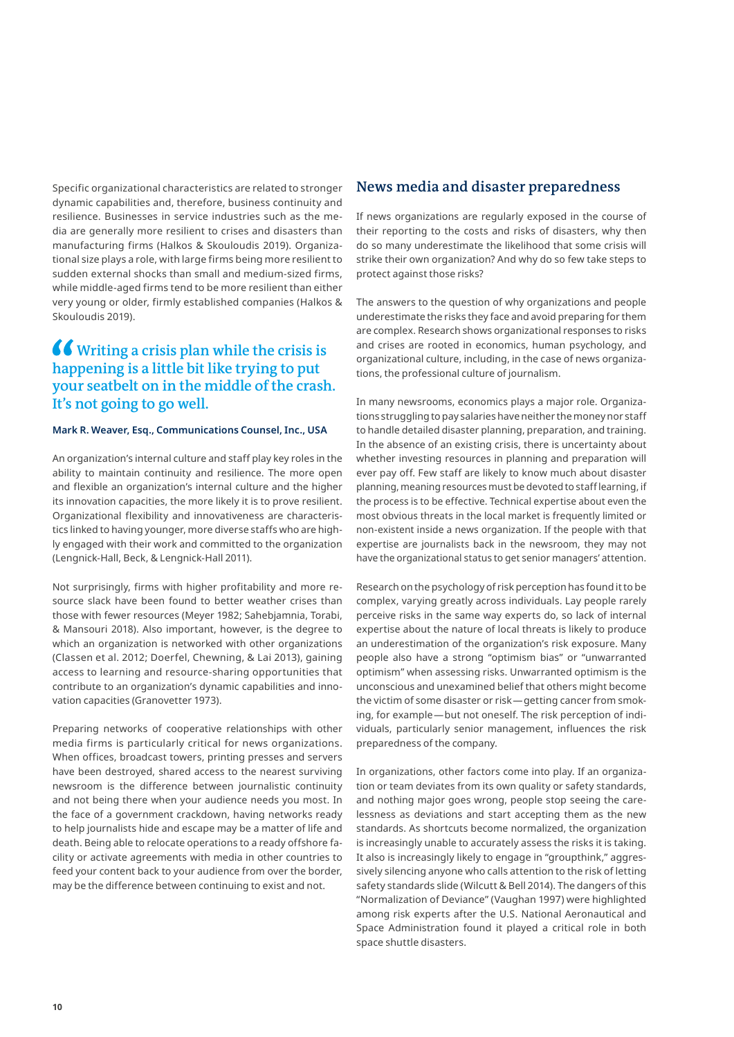Specific organizational characteristics are related to stronger dynamic capabilities and, therefore, business continuity and resilience. Businesses in service industries such as the media are generally more resilient to crises and disasters than manufacturing firms (Halkos & Skouloudis 2019). Organizational size plays a role, with large firms being more resilient to sudden external shocks than small and medium-sized firms, while middle-aged firms tend to be more resilient than either very young or older, firmly established companies (Halkos & Skouloudis 2019).

> "Writing a crisis plan while the crisis is happening is a little bit like trying to put your seatbelt on in the middle of the crash. It's not going to go well.
>
> **Mark R. Weaver, Esq., Communications Counsel, Inc., USA**

An organization's internal culture and staff play key roles in the ability to maintain continuity and resilience. The more open and flexible an organization's internal culture and the higher its innovation capacities, the more likely it is to prove resilient. Organizational flexibility and innovativeness are characteristics linked to having younger, more diverse staffs who are highly engaged with their work and committed to the organization (Lengnick-Hall, Beck, & Lengnick-Hall 2011).

Not surprisingly, firms with higher profitability and more resource slack have been found to better weather crises than those with fewer resources (Meyer 1982; Sahebjamnia, Torabi, & Mansouri 2018). Also important, however, is the degree to which an organization is networked with other organizations (Classen et al. 2012; Doerfel, Chewning, & Lai 2013), gaining access to learning and resource-sharing opportunities that contribute to an organization's dynamic capabilities and innovation capacities (Granovetter 1973).

Preparing networks of cooperative relationships with other media firms is particularly critical for news organizations. When offices, broadcast towers, printing presses and servers have been destroyed, shared access to the nearest surviving newsroom is the difference between journalistic continuity and not being there when your audience needs you most. In the face of a government crackdown, having networks ready to help journalists hide and escape may be a matter of life and death. Being able to relocate operations to a ready offshore facility or activate agreements with media in other countries to feed your content back to your audience from over the border, may be the difference between continuing to exist and not.

## News media and disaster preparedness

If news organizations are regularly exposed in the course of their reporting to the costs and risks of disasters, why then do so many underestimate the likelihood that some crisis will strike their own organization? And why do so few take steps to protect against those risks?

The answers to the question of why organizations and people underestimate the risks they face and avoid preparing for them are complex. Research shows organizational responses to risks and crises are rooted in economics, human psychology, and organizational culture, including, in the case of news organizations, the professional culture of journalism.

In many newsrooms, economics plays a major role. Organizations struggling to pay salaries have neither the money nor staff to handle detailed disaster planning, preparation, and training. In the absence of an existing crisis, there is uncertainty about whether investing resources in planning and preparation will ever pay off. Few staff are likely to know much about disaster planning, meaning resources must be devoted to staff learning, if the process is to be effective. Technical expertise about even the most obvious threats in the local market is frequently limited or non-existent inside a news organization. If the people with that expertise are journalists back in the newsroom, they may not have the organizational status to get senior managers' attention.

Research on the psychology of risk perception has found it to be complex, varying greatly across individuals. Lay people rarely perceive risks in the same way experts do, so lack of internal expertise about the nature of local threats is likely to produce an underestimation of the organization's risk exposure. Many people also have a strong "optimism bias" or "unwarranted optimism" when assessing risks. Unwarranted optimism is the unconscious and unexamined belief that others might become the victim of some disaster or risk—getting cancer from smoking, for example—but not oneself. The risk perception of individuals, particularly senior management, influences the risk preparedness of the company.

In organizations, other factors come into play. If an organization or team deviates from its own quality or safety standards, and nothing major goes wrong, people stop seeing the carelessness as deviations and start accepting them as the new standards. As shortcuts become normalized, the organization is increasingly unable to accurately assess the risks it is taking. It also is increasingly likely to engage in "groupthink," aggressively silencing anyone who calls attention to the risk of letting safety standards slide (Wilcutt & Bell 2014). The dangers of this "Normalization of Deviance" (Vaughan 1997) were highlighted among risk experts after the U.S. National Aeronautical and Space Administration found it played a critical role in both space shuttle disasters.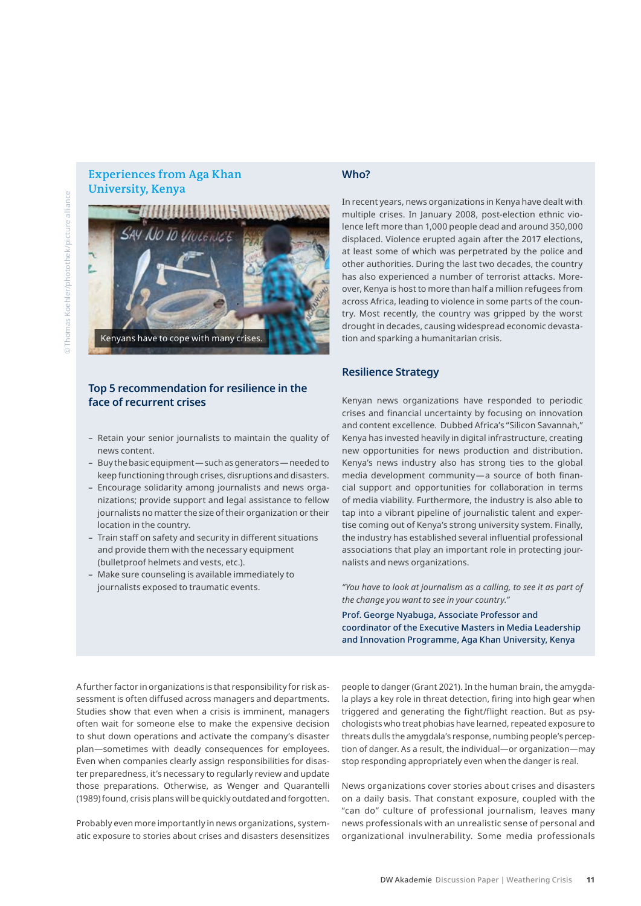## Experiences from Aga Khan University, Kenya

Kenyans have to cope with many crises.

© Thomas Koehler/photothek/picture alliance

### Top 5 recommendation for resilience in the face of recurrent crises

- Retain your senior journalists to maintain the quality of news content.
- Buy the basic equipment—such as generators—needed to keep functioning through crises, disruptions and disasters.
- Encourage solidarity among journalists and news organizations; provide support and legal assistance to fellow journalists no matter the size of their organization or their location in the country.
- Train staff on safety and security in different situations and provide them with the necessary equipment (bulletproof helmets and vests, etc.).
- Make sure counseling is available immediately to journalists exposed to traumatic events.

### Who?

In recent years, news organizations in Kenya have dealt with multiple crises. In January 2008, post-election ethnic violence left more than 1,000 people dead and around 350,000 displaced. Violence erupted again after the 2017 elections, at least some of which was perpetrated by the police and other authorities. During the last two decades, the country has also experienced a number of terrorist attacks. Moreover, Kenya is host to more than half a million refugees from across Africa, leading to violence in some parts of the country. Most recently, the country was gripped by the worst drought in decades, causing widespread economic devastation and sparking a humanitarian crisis.

### Resilience Strategy

Kenyan news organizations have responded to periodic crises and financial uncertainty by focusing on innovation and content excellence. Dubbed Africa's "Silicon Savannah," Kenya has invested heavily in digital infrastructure, creating new opportunities for news production and distribution. Kenya's news industry also has strong ties to the global media development community—a source of both financial support and opportunities for collaboration in terms of media viability. Furthermore, the industry is also able to tap into a vibrant pipeline of journalistic talent and expertise coming out of Kenya's strong university system. Finally, the industry has established several influential professional associations that play an important role in protecting journalists and news organizations.

*"You have to look at journalism as a calling, to see it as part of the change you want to see in your country."*

**Prof. George Nyabuga, Associate Professor and coordinator of the Executive Masters in Media Leadership and Innovation Programme, Aga Khan University, Kenya**

A further factor in organizations is that responsibility for risk assessment is often diffused across managers and departments. Studies show that even when a crisis is imminent, managers often wait for someone else to make the expensive decision to shut down operations and activate the company's disaster plan—sometimes with deadly consequences for employees. Even when companies clearly assign responsibilities for disaster preparedness, it's necessary to regularly review and update those preparations. Otherwise, as Wenger and Quarantelli (1989) found, crisis plans will be quickly outdated and forgotten.

Probably even more importantly in news organizations, systematic exposure to stories about crises and disasters desensitizes people to danger (Grant 2021). In the human brain, the amygdala plays a key role in threat detection, firing into high gear when triggered and generating the fight/flight reaction. But as psychologists who treat phobias have learned, repeated exposure to threats dulls the amygdala's response, numbing people's perception of danger. As a result, the individual—or organization—may stop responding appropriately even when the danger is real.

News organizations cover stories about crises and disasters on a daily basis. That constant exposure, coupled with the "can do" culture of professional journalism, leaves many news professionals with an unrealistic sense of personal and organizational invulnerability. Some media professionals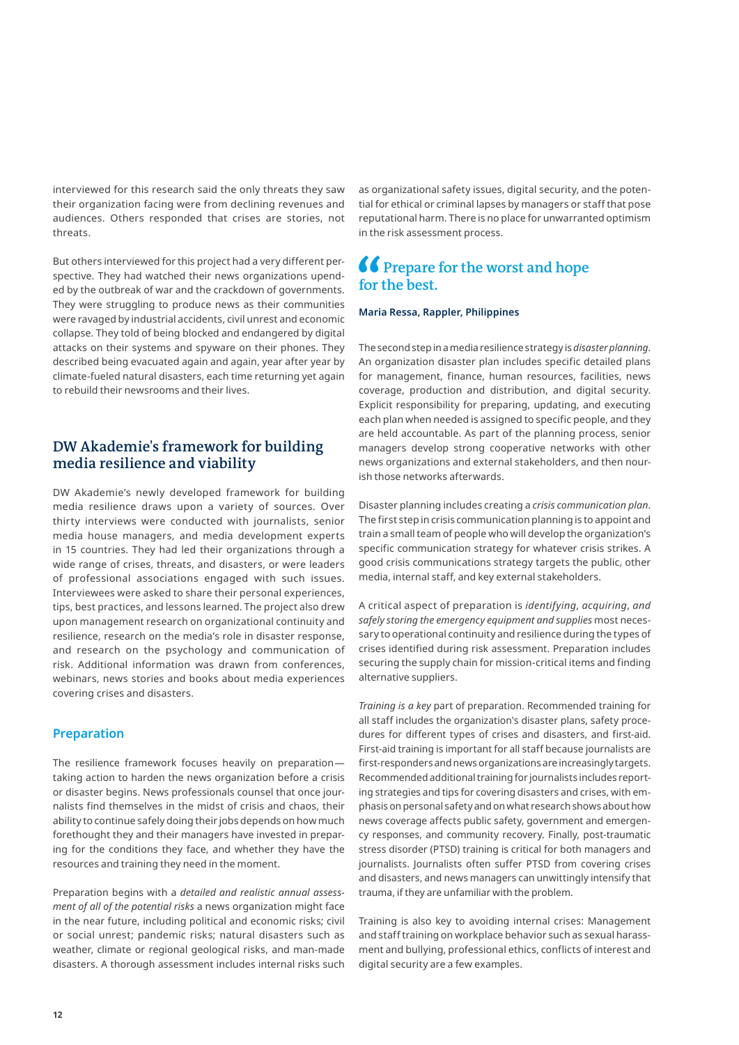interviewed for this research said the only threats they saw their organization facing were from declining revenues and audiences. Others responded that crises are stories, not threats.

But others interviewed for this project had a very different perspective. They had watched their news organizations upended by the outbreak of war and the crackdown of governments. They were struggling to produce news as their communities were ravaged by industrial accidents, civil unrest and economic collapse. They told of being blocked and endangered by digital attacks on their systems and spyware on their phones. They described being evacuated again and again, year after year by climate-fueled natural disasters, each time returning yet again to rebuild their newsrooms and their lives.

## DW Akademie's framework for building media resilience and viability

DW Akademie's newly developed framework for building media resilience draws upon a variety of sources. Over thirty interviews were conducted with journalists, senior media house managers, and media development experts in 15 countries. They had led their organizations through a wide range of crises, threats, and disasters, or were leaders of professional associations engaged with such issues. Interviewees were asked to share their personal experiences, tips, best practices, and lessons learned. The project also drew upon management research on organizational continuity and resilience, research on the media's role in disaster response, and research on the psychology and communication of risk. Additional information was drawn from conferences, webinars, news stories and books about media experiences covering crises and disasters.

### Preparation

The resilience framework focuses heavily on preparation—taking action to harden the news organization before a crisis or disaster begins. News professionals counsel that once journalists find themselves in the midst of crisis and chaos, their ability to continue safely doing their jobs depends on how much forethought they and their managers have invested in preparing for the conditions they face, and whether they have the resources and training they need in the moment.

Preparation begins with a *detailed and realistic annual assessment of all of the potential risks* a news organization might face in the near future, including political and economic risks; civil or social unrest; pandemic risks; natural disasters such as weather, climate or regional geological risks, and man-made disasters. A thorough assessment includes internal risks such as organizational safety issues, digital security, and the potential for ethical or criminal lapses by managers or staff that pose reputational harm. There is no place for unwarranted optimism in the risk assessment process.

> **"Prepare for the worst and hope for the best.**
>
> **Maria Ressa, Rappler, Philippines**

The second step in a media resilience strategy is *disaster planning*. An organization disaster plan includes specific detailed plans for management, finance, human resources, facilities, news coverage, production and distribution, and digital security. Explicit responsibility for preparing, updating, and executing each plan when needed is assigned to specific people, and they are held accountable. As part of the planning process, senior managers develop strong cooperative networks with other news organizations and external stakeholders, and then nourish those networks afterwards.

Disaster planning includes creating a *crisis communication plan*. The first step in crisis communication planning is to appoint and train a small team of people who will develop the organization's specific communication strategy for whatever crisis strikes. A good crisis communications strategy targets the public, other media, internal staff, and key external stakeholders.

A critical aspect of preparation is *identifying, acquiring, and safely storing the emergency equipment and supplies* most necessary to operational continuity and resilience during the types of crises identified during risk assessment. Preparation includes securing the supply chain for mission-critical items and finding alternative suppliers.

*Training is a key* part of preparation. Recommended training for all staff includes the organization's disaster plans, safety procedures for different types of crises and disasters, and first-aid. First-aid training is important for all staff because journalists are first-responders and news organizations are increasingly targets. Recommended additional training for journalists includes reporting strategies and tips for covering disasters and crises, with emphasis on personal safety and on what research shows about how news coverage affects public safety, government and emergency responses, and community recovery. Finally, post-traumatic stress disorder (PTSD) training is critical for both managers and journalists. Journalists often suffer PTSD from covering crises and disasters, and news managers can unwittingly intensify that trauma, if they are unfamiliar with the problem.

Training is also key to avoiding internal crises: Management and staff training on workplace behavior such as sexual harassment and bullying, professional ethics, conflicts of interest and digital security are a few examples.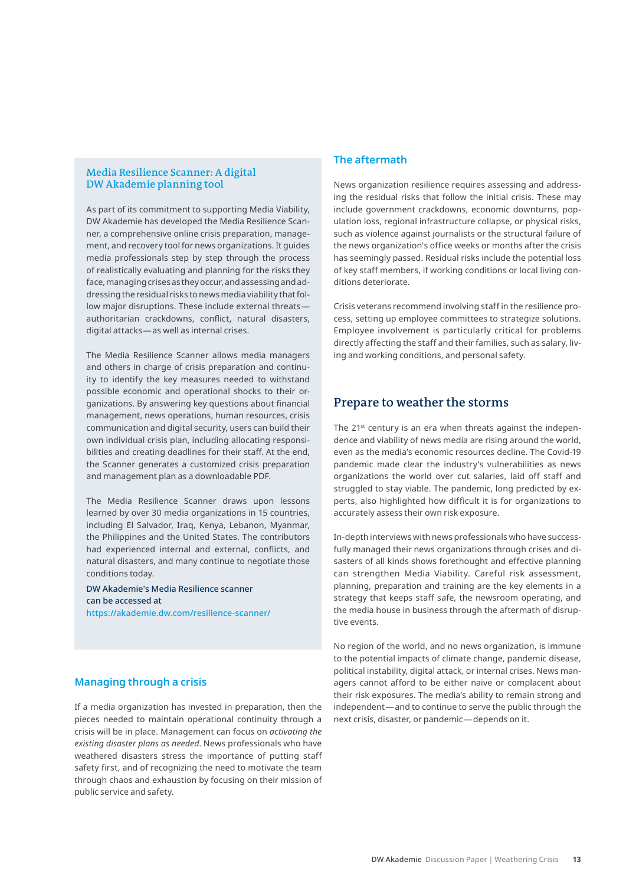### Media Resilience Scanner: A digital DW Akademie planning tool

As part of its commitment to supporting Media Viability, DW Akademie has developed the Media Resilience Scanner, a comprehensive online crisis preparation, management, and recovery tool for news organizations. It guides media professionals step by step through the process of realistically evaluating and planning for the risks they face, managing crises as they occur, and assessing and addressing the residual risks to news media viability that follow major disruptions. These include external threats — authoritarian crackdowns, conflict, natural disasters, digital attacks — as well as internal crises.

The Media Resilience Scanner allows media managers and others in charge of crisis preparation and continuity to identify the key measures needed to withstand possible economic and operational shocks to their organizations. By answering key questions about financial management, news operations, human resources, crisis communication and digital security, users can build their own individual crisis plan, including allocating responsibilities and creating deadlines for their staff. At the end, the Scanner generates a customized crisis preparation and management plan as a downloadable PDF.

The Media Resilience Scanner draws upon lessons learned by over 30 media organizations in 15 countries, including El Salvador, Iraq, Kenya, Lebanon, Myanmar, the Philippines and the United States. The contributors had experienced internal and external, conflicts, and natural disasters, and many continue to negotiate those conditions today.

DW Akademie's Media Resilience scanner can be accessed at https://akademie.dw.com/resilience-scanner/

### Managing through a crisis

If a media organization has invested in preparation, then the pieces needed to maintain operational continuity through a crisis will be in place. Management can focus on *activating the existing disaster plans as needed*. News professionals who have weathered disasters stress the importance of putting staff safety first, and of recognizing the need to motivate the team through chaos and exhaustion by focusing on their mission of public service and safety.

### The aftermath

News organization resilience requires assessing and addressing the residual risks that follow the initial crisis. These may include government crackdowns, economic downturns, population loss, regional infrastructure collapse, or physical risks, such as violence against journalists or the structural failure of the news organization's office weeks or months after the crisis has seemingly passed. Residual risks include the potential loss of key staff members, if working conditions or local living conditions deteriorate.

Crisis veterans recommend involving staff in the resilience process, setting up employee committees to strategize solutions. Employee involvement is particularly critical for problems directly affecting the staff and their families, such as salary, living and working conditions, and personal safety.

## Prepare to weather the storms

The 21st century is an era when threats against the independence and viability of news media are rising around the world, even as the media's economic resources decline. The Covid-19 pandemic made clear the industry's vulnerabilities as news organizations the world over cut salaries, laid off staff and struggled to stay viable. The pandemic, long predicted by experts, also highlighted how difficult it is for organizations to accurately assess their own risk exposure.

In-depth interviews with news professionals who have successfully managed their news organizations through crises and disasters of all kinds shows forethought and effective planning can strengthen Media Viability. Careful risk assessment, planning, preparation and training are the key elements in a strategy that keeps staff safe, the newsroom operating, and the media house in business through the aftermath of disruptive events.

No region of the world, and no news organization, is immune to the potential impacts of climate change, pandemic disease, political instability, digital attack, or internal crises. News managers cannot afford to be either naïve or complacent about their risk exposures. The media's ability to remain strong and independent — and to continue to serve the public through the next crisis, disaster, or pandemic — depends on it.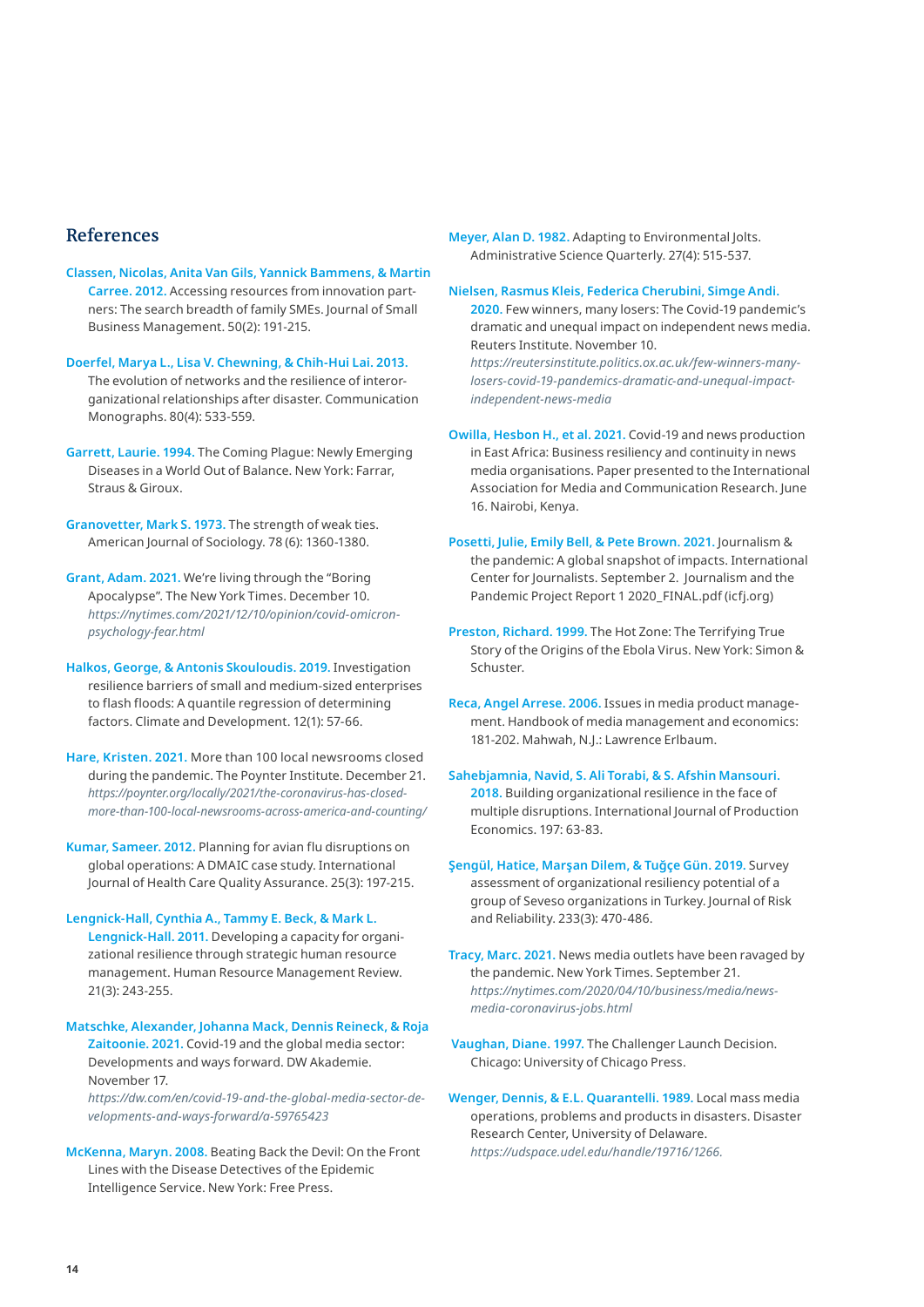## References

**Classen, Nicolas, Anita Van Gils, Yannick Bammens, & Martin Carree. 2012.** Accessing resources from innovation partners: The search breadth of family SMEs. Journal of Small Business Management. 50(2): 191-215.

**Doerfel, Marya L., Lisa V. Chewning, & Chih-Hui Lai. 2013.** The evolution of networks and the resilience of interorganizational relationships after disaster. Communication Monographs. 80(4): 533-559.

**Garrett, Laurie. 1994.** The Coming Plague: Newly Emerging Diseases in a World Out of Balance. New York: Farrar, Straus & Giroux.

**Granovetter, Mark S. 1973.** The strength of weak ties. American Journal of Sociology. 78 (6): 1360-1380.

**Grant, Adam. 2021.** We're living through the "Boring Apocalypse". The New York Times. December 10. *https://nytimes.com/2021/12/10/opinion/covid-omicron-psychology-fear.html*

**Halkos, George, & Antonis Skouloudis. 2019.** Investigation resilience barriers of small and medium-sized enterprises to flash floods: A quantile regression of determining factors. Climate and Development. 12(1): 57-66.

**Hare, Kristen. 2021.** More than 100 local newsrooms closed during the pandemic. The Poynter Institute. December 21. *https://poynter.org/locally/2021/the-coronavirus-has-closed-more-than-100-local-newsrooms-across-america-and-counting/*

**Kumar, Sameer. 2012.** Planning for avian flu disruptions on global operations: A DMAIC case study. International Journal of Health Care Quality Assurance. 25(3): 197-215.

**Lengnick-Hall, Cynthia A., Tammy E. Beck, & Mark L. Lengnick-Hall. 2011.** Developing a capacity for organizational resilience through strategic human resource management. Human Resource Management Review. 21(3): 243-255.

**Matschke, Alexander, Johanna Mack, Dennis Reineck, & Roja Zaitoonie. 2021.** Covid-19 and the global media sector: Developments and ways forward. DW Akademie. November 17. *https://dw.com/en/covid-19-and-the-global-media-sector-developments-and-ways-forward/a-59765423*

**McKenna, Maryn. 2008.** Beating Back the Devil: On the Front Lines with the Disease Detectives of the Epidemic Intelligence Service. New York: Free Press.

**Meyer, Alan D. 1982.** Adapting to Environmental Jolts. Administrative Science Quarterly. 27(4): 515-537.

**Nielsen, Rasmus Kleis, Federica Cherubini, Simge Andi. 2020.** Few winners, many losers: The Covid-19 pandemic's dramatic and unequal impact on independent news media. Reuters Institute. November 10. *https://reutersinstitute.politics.ox.ac.uk/few-winners-many-losers-covid-19-pandemics-dramatic-and-unequal-impact-independent-news-media*

**Owilla, Hesbon H., et al. 2021.** Covid-19 and news production in East Africa: Business resiliency and continuity in news media organisations. Paper presented to the International Association for Media and Communication Research. June 16. Nairobi, Kenya.

**Posetti, Julie, Emily Bell, & Pete Brown. 2021.** Journalism & the pandemic: A global snapshot of impacts. International Center for Journalists. September 2. Journalism and the Pandemic Project Report 1 2020_FINAL.pdf (icfj.org)

**Preston, Richard. 1999.** The Hot Zone: The Terrifying True Story of the Origins of the Ebola Virus. New York: Simon & Schuster.

**Reca, Angel Arrese. 2006.** Issues in media product management. Handbook of media management and economics: 181-202. Mahwah, N.J.: Lawrence Erlbaum.

**Sahebjamnia, Navid, S. Ali Torabi, & S. Afshin Mansouri. 2018.** Building organizational resilience in the face of multiple disruptions. International Journal of Production Economics. 197: 63-83.

**Şengül, Hatice, Marşan Dilem, & Tuğçe Gün. 2019.** Survey assessment of organizational resiliency potential of a group of Seveso organizations in Turkey. Journal of Risk and Reliability. 233(3): 470-486.

**Tracy, Marc. 2021.** News media outlets have been ravaged by the pandemic. New York Times. September 21. *https://nytimes.com/2020/04/10/business/media/news-media-coronavirus-jobs.html*

**Vaughan, Diane. 1997.** The Challenger Launch Decision. Chicago: University of Chicago Press.

**Wenger, Dennis, & E.L. Quarantelli. 1989.** Local mass media operations, problems and products in disasters. Disaster Research Center, University of Delaware. *https://udspace.udel.edu/handle/19716/1266.*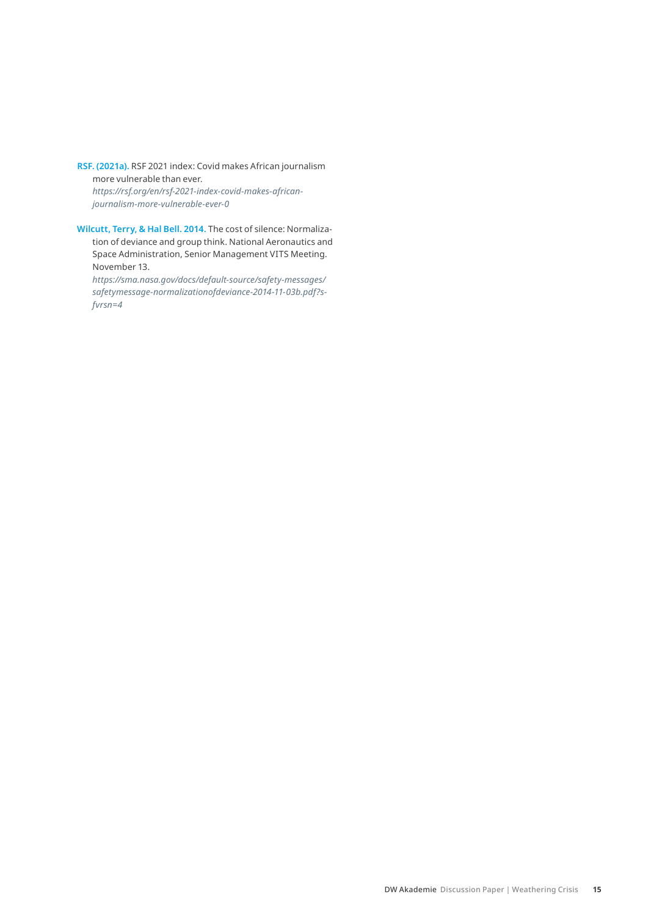**RSF. (2021a).** RSF 2021 index: Covid makes African journalism more vulnerable than ever.
*https://rsf.org/en/rsf-2021-index-covid-makes-african-journalism-more-vulnerable-ever-0*

**Wilcutt, Terry, & Hal Bell. 2014.** The cost of silence: Normalization of deviance and group think. National Aeronautics and Space Administration, Senior Management VITS Meeting. November 13.
*https://sma.nasa.gov/docs/default-source/safety-messages/safetymessage-normalizationofdeviance-2014-11-03b.pdf?sfvrsn=4*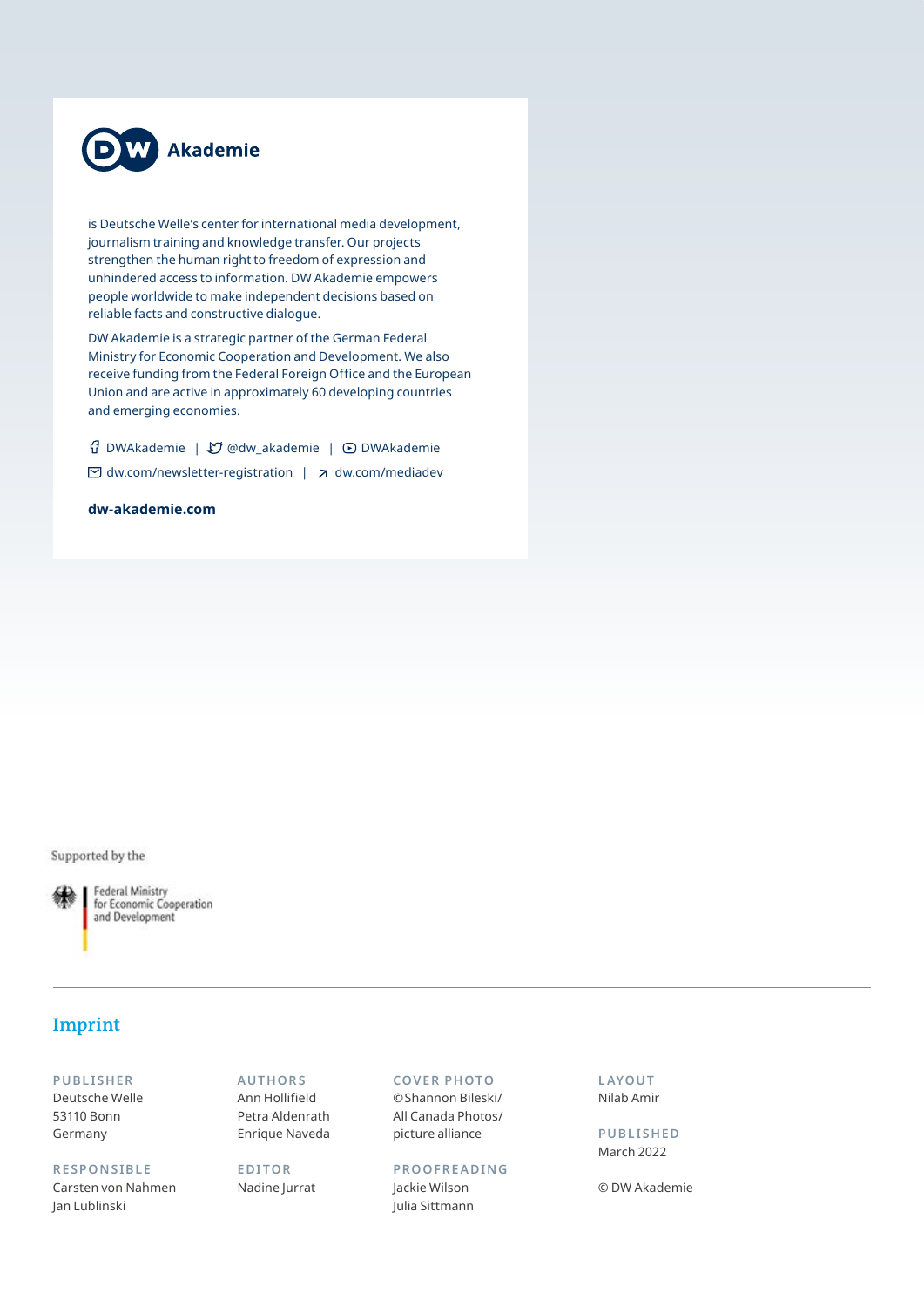**DW Akademie**

is Deutsche Welle's center for international media development, journalism training and knowledge transfer. Our projects strengthen the human right to freedom of expression and unhindered access to information. DW Akademie empowers people worldwide to make independent decisions based on reliable facts and constructive dialogue.

DW Akademie is a strategic partner of the German Federal Ministry for Economic Cooperation and Development. We also receive funding from the Federal Foreign Office and the European Union and are active in approximately 60 developing countries and emerging economies.

DWAkademie | @dw_akademie | DWAkademie

dw.com/newsletter-registration | dw.com/mediadev

**dw-akademie.com**

Supported by the

Federal Ministry for Economic Cooperation and Development

## Imprint

**PUBLISHER**
Deutsche Welle
53110 Bonn
Germany

**RESPONSIBLE**
Carsten von Nahmen
Jan Lublinski

**AUTHORS**
Ann Hollifield
Petra Aldenrath
Enrique Naveda

**EDITOR**
Nadine Jurrat

**COVER PHOTO**
©Shannon Bileski/
All Canada Photos/
picture alliance

**PROOFREADING**
Jackie Wilson
Julia Sittmann

**LAYOUT**
Nilab Amir

**PUBLISHED**
March 2022

© DW Akademie